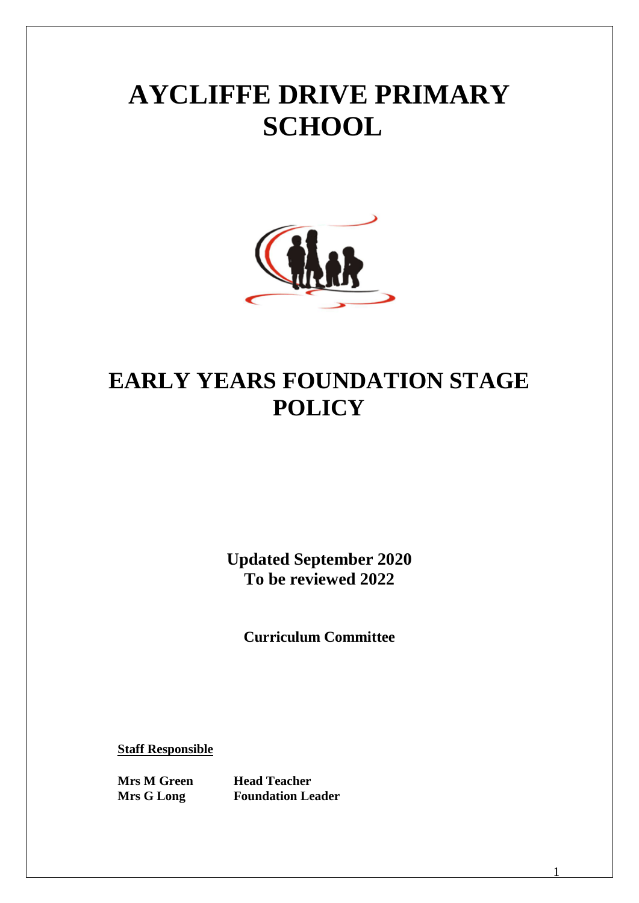# AYCLIFFE DRIVE PRIMARY SCHOOL

# EARLY YEARS FOUNDATION STAGE POLICY

**Updated September 2020**
**To be reviewed 2022**

**Curriculum Committee**

**Staff Responsible**

| | |
|---|---|
| **Mrs M Green** | **Head Teacher** |
| **Mrs G Long** | **Foundation Leader** |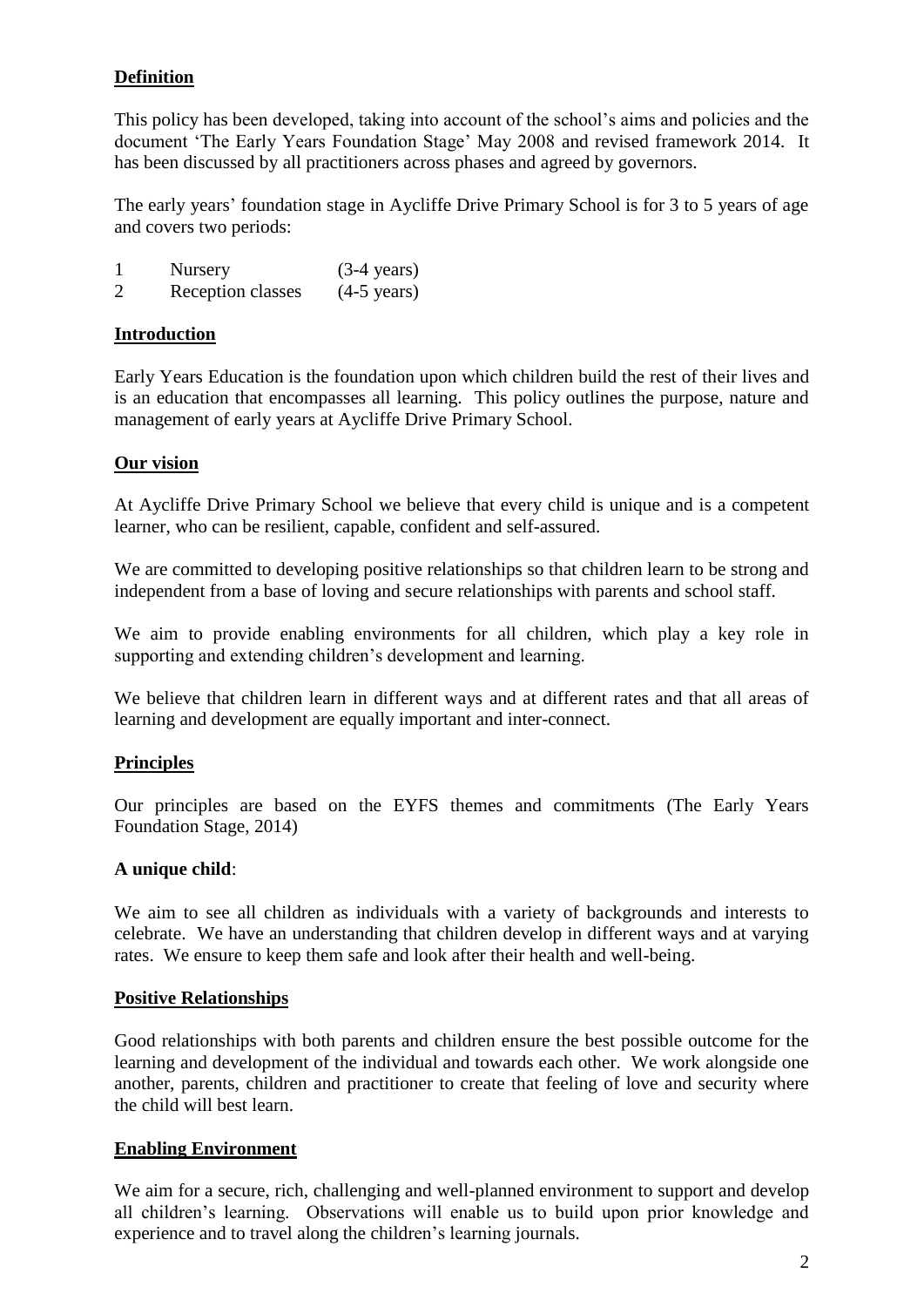## Definition

This policy has been developed, taking into account of the school's aims and policies and the document 'The Early Years Foundation Stage' May 2008 and revised framework 2014. It has been discussed by all practitioners across phases and agreed by governors.

The early years' foundation stage in Aycliffe Drive Primary School is for 3 to 5 years of age and covers two periods:

| | | |
|---|---|---|
| 1 | Nursery | (3-4 years) |
| 2 | Reception classes | (4-5 years) |

## Introduction

Early Years Education is the foundation upon which children build the rest of their lives and is an education that encompasses all learning. This policy outlines the purpose, nature and management of early years at Aycliffe Drive Primary School.

## Our vision

At Aycliffe Drive Primary School we believe that every child is unique and is a competent learner, who can be resilient, capable, confident and self-assured.

We are committed to developing positive relationships so that children learn to be strong and independent from a base of loving and secure relationships with parents and school staff.

We aim to provide enabling environments for all children, which play a key role in supporting and extending children's development and learning.

We believe that children learn in different ways and at different rates and that all areas of learning and development are equally important and inter-connect.

## Principles

Our principles are based on the EYFS themes and commitments (The Early Years Foundation Stage, 2014)

**A unique child**:

We aim to see all children as individuals with a variety of backgrounds and interests to celebrate. We have an understanding that children develop in different ways and at varying rates. We ensure to keep them safe and look after their health and well-being.

## Positive Relationships

Good relationships with both parents and children ensure the best possible outcome for the learning and development of the individual and towards each other. We work alongside one another, parents, children and practitioner to create that feeling of love and security where the child will best learn.

## Enabling Environment

We aim for a secure, rich, challenging and well-planned environment to support and develop all children's learning. Observations will enable us to build upon prior knowledge and experience and to travel along the children's learning journals.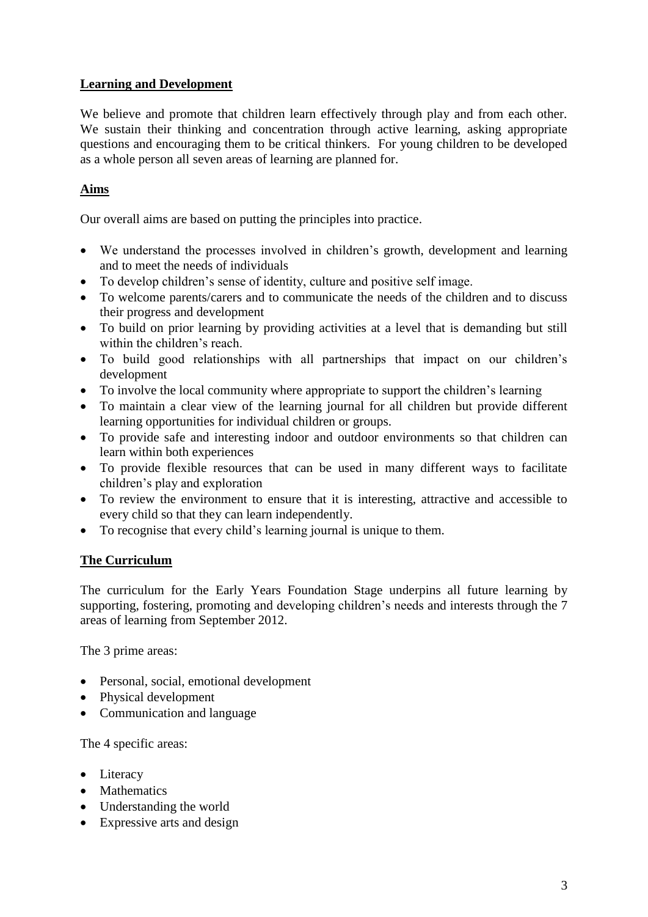## Learning and Development

We believe and promote that children learn effectively through play and from each other. We sustain their thinking and concentration through active learning, asking appropriate questions and encouraging them to be critical thinkers. For young children to be developed as a whole person all seven areas of learning are planned for.

## Aims

Our overall aims are based on putting the principles into practice.

- We understand the processes involved in children's growth, development and learning and to meet the needs of individuals
- To develop children's sense of identity, culture and positive self image.
- To welcome parents/carers and to communicate the needs of the children and to discuss their progress and development
- To build on prior learning by providing activities at a level that is demanding but still within the children's reach.
- To build good relationships with all partnerships that impact on our children's development
- To involve the local community where appropriate to support the children's learning
- To maintain a clear view of the learning journal for all children but provide different learning opportunities for individual children or groups.
- To provide safe and interesting indoor and outdoor environments so that children can learn within both experiences
- To provide flexible resources that can be used in many different ways to facilitate children's play and exploration
- To review the environment to ensure that it is interesting, attractive and accessible to every child so that they can learn independently.
- To recognise that every child's learning journal is unique to them.

## The Curriculum

The curriculum for the Early Years Foundation Stage underpins all future learning by supporting, fostering, promoting and developing children's needs and interests through the 7 areas of learning from September 2012.

The 3 prime areas:

- Personal, social, emotional development
- Physical development
- Communication and language

The 4 specific areas:

- Literacy
- Mathematics
- Understanding the world
- Expressive arts and design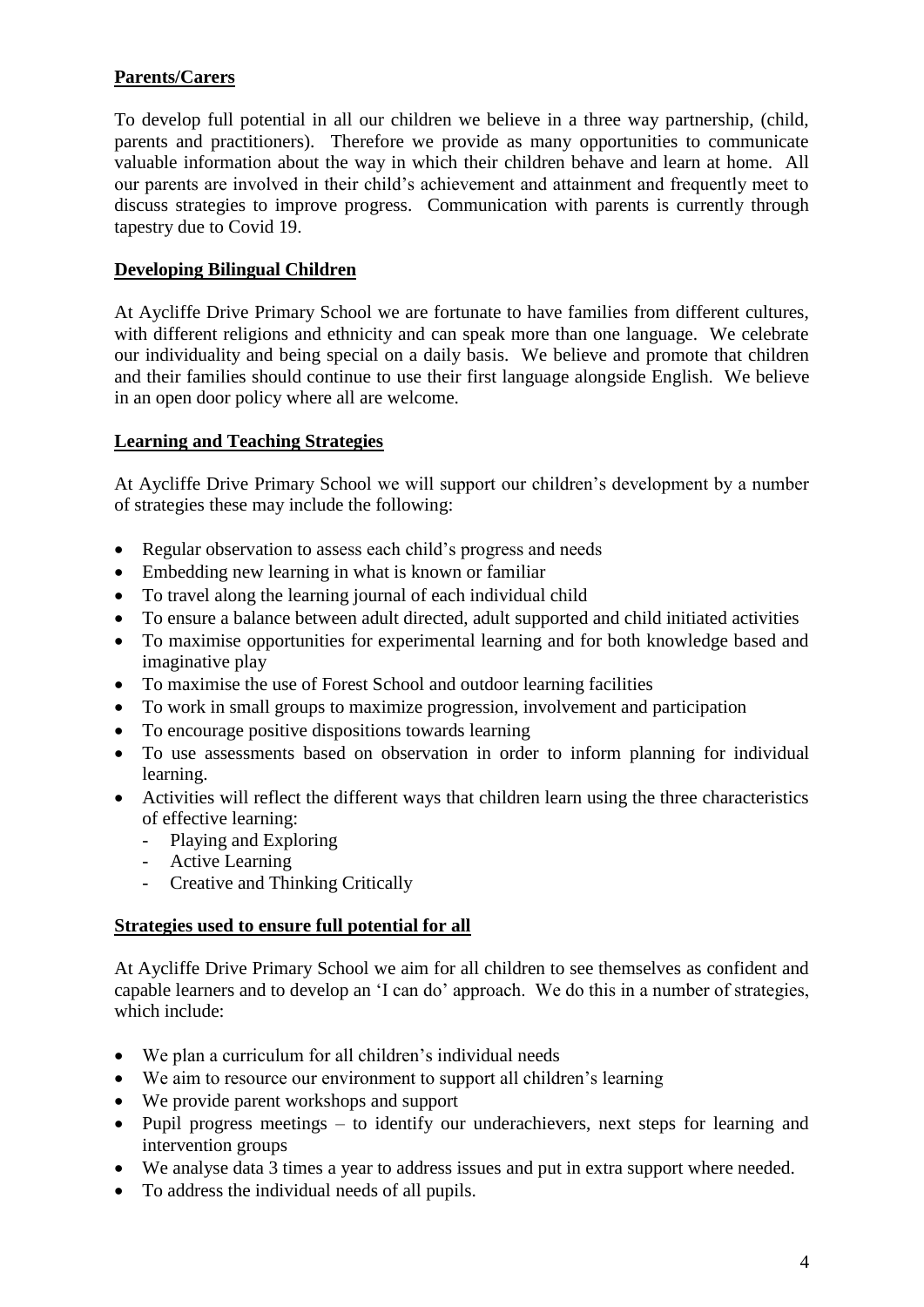## Parents/Carers

To develop full potential in all our children we believe in a three way partnership, (child, parents and practitioners). Therefore we provide as many opportunities to communicate valuable information about the way in which their children behave and learn at home. All our parents are involved in their child's achievement and attainment and frequently meet to discuss strategies to improve progress. Communication with parents is currently through tapestry due to Covid 19.

## Developing Bilingual Children

At Aycliffe Drive Primary School we are fortunate to have families from different cultures, with different religions and ethnicity and can speak more than one language. We celebrate our individuality and being special on a daily basis. We believe and promote that children and their families should continue to use their first language alongside English. We believe in an open door policy where all are welcome.

## Learning and Teaching Strategies

At Aycliffe Drive Primary School we will support our children's development by a number of strategies these may include the following:

- Regular observation to assess each child's progress and needs
- Embedding new learning in what is known or familiar
- To travel along the learning journal of each individual child
- To ensure a balance between adult directed, adult supported and child initiated activities
- To maximise opportunities for experimental learning and for both knowledge based and imaginative play
- To maximise the use of Forest School and outdoor learning facilities
- To work in small groups to maximize progression, involvement and participation
- To encourage positive dispositions towards learning
- To use assessments based on observation in order to inform planning for individual learning.
- Activities will reflect the different ways that children learn using the three characteristics of effective learning:
  - Playing and Exploring
  - Active Learning
  - Creative and Thinking Critically

## Strategies used to ensure full potential for all

At Aycliffe Drive Primary School we aim for all children to see themselves as confident and capable learners and to develop an 'I can do' approach. We do this in a number of strategies, which include:

- We plan a curriculum for all children's individual needs
- We aim to resource our environment to support all children's learning
- We provide parent workshops and support
- Pupil progress meetings – to identify our underachievers, next steps for learning and intervention groups
- We analyse data 3 times a year to address issues and put in extra support where needed.
- To address the individual needs of all pupils.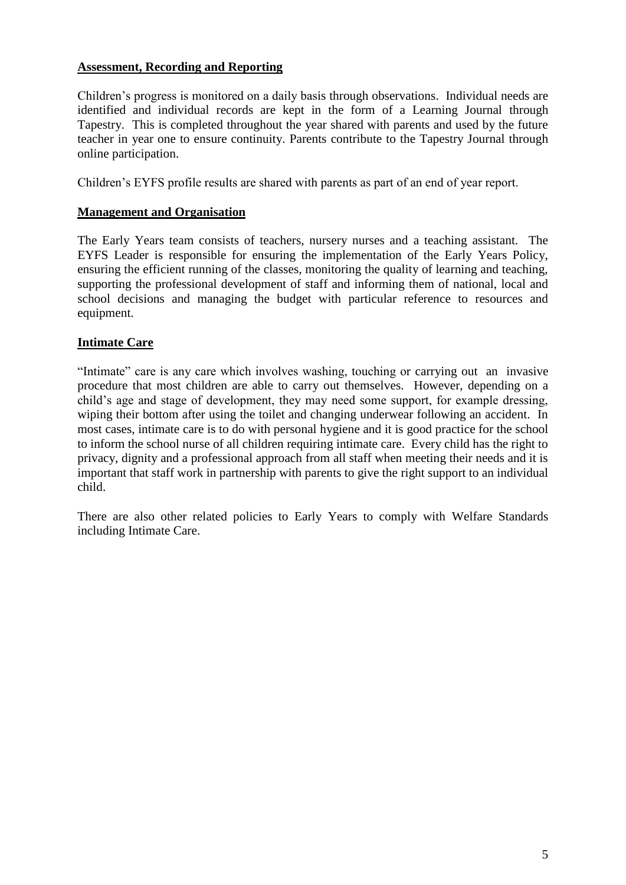## Assessment, Recording and Reporting

Children's progress is monitored on a daily basis through observations. Individual needs are identified and individual records are kept in the form of a Learning Journal through Tapestry. This is completed throughout the year shared with parents and used by the future teacher in year one to ensure continuity. Parents contribute to the Tapestry Journal through online participation.

Children's EYFS profile results are shared with parents as part of an end of year report.

## Management and Organisation

The Early Years team consists of teachers, nursery nurses and a teaching assistant. The EYFS Leader is responsible for ensuring the implementation of the Early Years Policy, ensuring the efficient running of the classes, monitoring the quality of learning and teaching, supporting the professional development of staff and informing them of national, local and school decisions and managing the budget with particular reference to resources and equipment.

## Intimate Care

"Intimate" care is any care which involves washing, touching or carrying out an invasive procedure that most children are able to carry out themselves. However, depending on a child's age and stage of development, they may need some support, for example dressing, wiping their bottom after using the toilet and changing underwear following an accident. In most cases, intimate care is to do with personal hygiene and it is good practice for the school to inform the school nurse of all children requiring intimate care. Every child has the right to privacy, dignity and a professional approach from all staff when meeting their needs and it is important that staff work in partnership with parents to give the right support to an individual child.

There are also other related policies to Early Years to comply with Welfare Standards including Intimate Care.